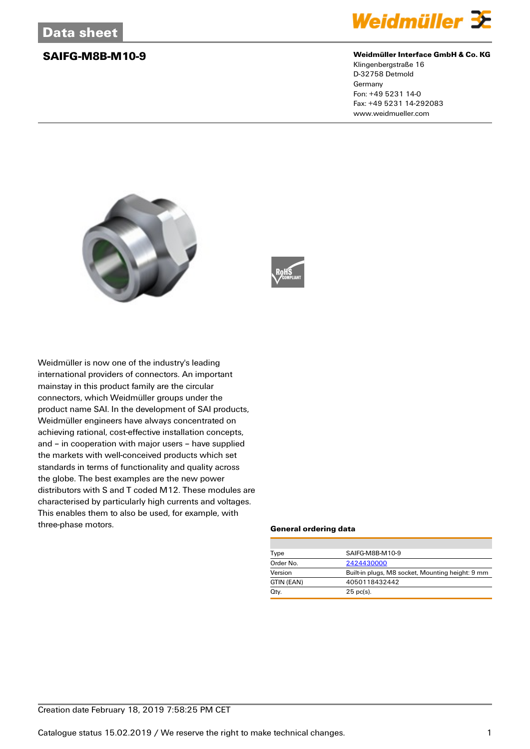# Data sheet

## SAIFG-M8B-M10-9

**Weidmüller Interface GmbH & Co. KG**
Klingenbergstraße 16
D-32758 Detmold
Germany
Fon: +49 5231 14-0
Fax: +49 5231 14-292083
www.weidmueller.com

Weidmüller is now one of the industry's leading international providers of connectors. An important mainstay in this product family are the circular connectors, which Weidmüller groups under the product name SAI. In the development of SAI products, Weidmüller engineers have always concentrated on achieving rational, cost-effective installation concepts, and – in cooperation with major users – have supplied the markets with well-conceived products which set standards in terms of functionality and quality across the globe. The best examples are the new power distributors with S and T coded M12. These modules are characterised by particularly high currents and voltages. This enables them to also be used, for example, with three-phase motors.

### General ordering data

| | |
|---|---|
| Type | SAIFG-M8B-M10-9 |
| Order No. | 2424430000 |
| Version | Built-in plugs, M8 socket, Mounting height: 9 mm |
| GTIN (EAN) | 4050118432442 |
| Qty. | 25 pc(s). |

Creation date February 18, 2019 7:58:25 PM CET

Catalogue status 15.02.2019 / We reserve the right to make technical changes.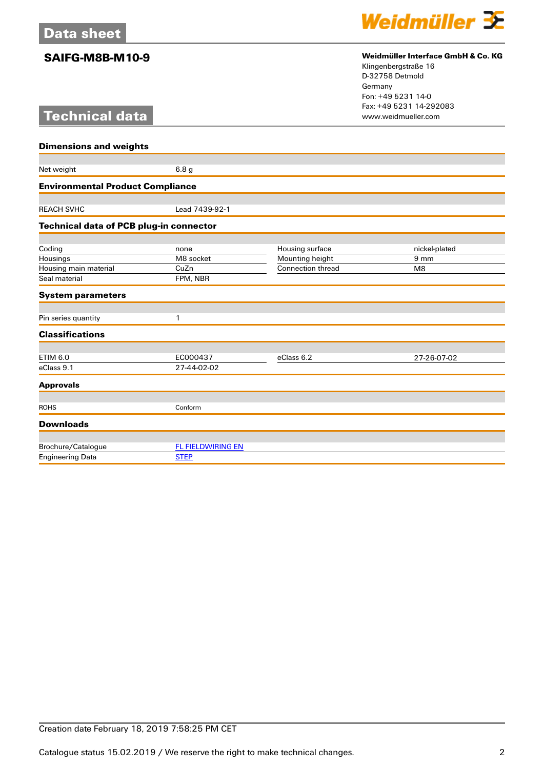# Data sheet

## SAIFG-M8B-M10-9

**Weidmüller Interface GmbH & Co. KG**
Klingenbergstraße 16
D-32758 Detmold
Germany
Fon: +49 5231 14-0
Fax: +49 5231 14-292083
www.weidmueller.com

# Technical data

### Dimensions and weights

| | |
|---|---|
| Net weight | 6.8 g |

### Environmental Product Compliance

| | |
|---|---|
| REACH SVHC | Lead 7439-92-1 |

### Technical data of PCB plug-in connector

| | | | |
|---|---|---|---|
| Coding | none | Housing surface | nickel-plated |
| Housings | M8 socket | Mounting height | 9 mm |
| Housing main material | CuZn | Connection thread | M8 |
| Seal material | FPM, NBR | | |

### System parameters

| | |
|---|---|
| Pin series quantity | 1 |

### Classifications

| | | | |
|---|---|---|---|
| ETIM 6.0 | EC000437 | eClass 6.2 | 27-26-07-02 |
| eClass 9.1 | 27-44-02-02 | | |

### Approvals

| | |
|---|---|
| ROHS | Conform |

### Downloads

| | |
|---|---|
| Brochure/Catalogue | FL FIELDWIRING EN |
| Engineering Data | STEP |

Creation date February 18, 2019 7:58:25 PM CET

Catalogue status 15.02.2019 / We reserve the right to make technical changes.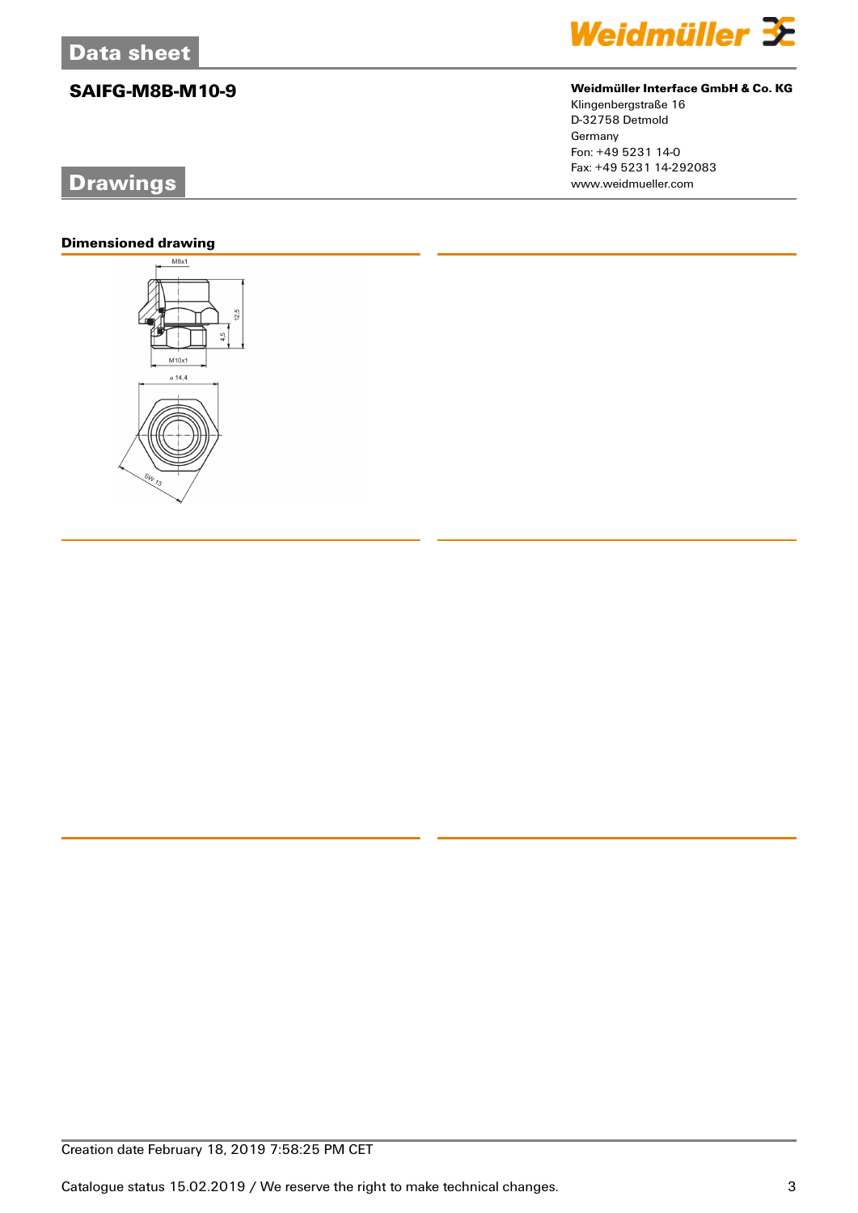## SAIFG-M8B-M10-9

**Weidmüller Interface GmbH & Co. KG**
Klingenbergstraße 16
D-32758 Detmold
Germany
Fon: +49 5231 14-0
Fax: +49 5231 14-292083
www.weidmueller.com

# Drawings

### Dimensioned drawing

M8x1
12,5
4,5
M10x1
ø 14,4
SW 13

Creation date February 18, 2019 7:58:25 PM CET

Catalogue status 15.02.2019 / We reserve the right to make technical changes.